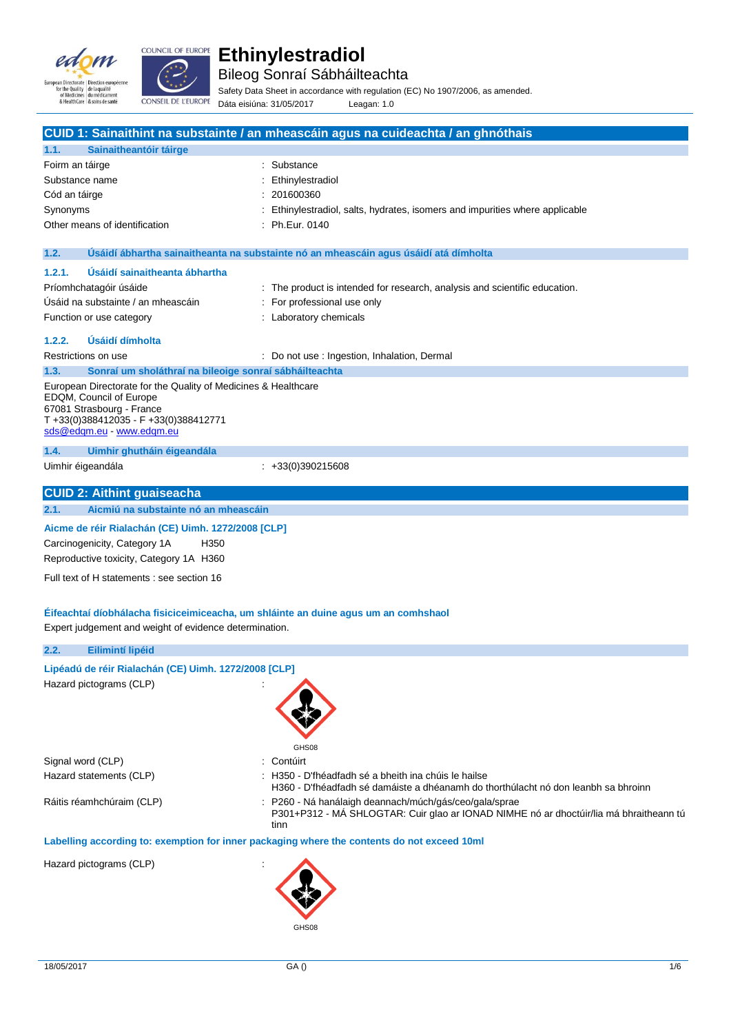# Ethinylestradiol

## Bileog Sonraí Sábháilteachta

Safety Data Sheet in accordance with regulation (EC) No 1907/2006, as amended.

Dáta eisiúna: 31/05/2017 Leagan: 1.0

## CUID 1: Sainaithint na substainte / an mheascáin agus na cuideachta / an ghnóthais

### 1.1. Sainaitheantóir táirge

| | |
|---|---|
| Foirm an táirge | : Substance |
| Substance name | : Ethinylestradiol |
| Cód an táirge | : 201600360 |
| Synonyms | : Ethinylestradiol, salts, hydrates, isomers and impurities where applicable |
| Other means of identification | : Ph.Eur. 0140 |

### 1.2. Úsáidí ábhartha sainaitheanta na substainte nó an mheascáin agus úsáidí atá dímholta

#### 1.2.1. Úsáidí sainaitheanta ábhartha

| | |
|---|---|
| Príomhchatagóir úsáide | : The product is intended for research, analysis and scientific education. |
| Úsáid na substainte / an mheascáin | : For professional use only |
| Function or use category | : Laboratory chemicals |

#### 1.2.2. Úsáidí dímholta

| | |
|---|---|
| Restrictions on use | : Do not use : Ingestion, Inhalation, Dermal |

### 1.3. Sonraí um sholáthraí na bileoige sonraí sábháilteachta

European Directorate for the Quality of Medicines & Healthcare
EDQM, Council of Europe
67081 Strasbourg - France
T +33(0)388412035 - F +33(0)388412771
sds@edqm.eu - www.edqm.eu

### 1.4. Uimhir ghutháin éigeandála

| | |
|---|---|
| Uimhir éigeandála | : +33(0)390215608 |

## CUID 2: Aithint guaiseacha

### 2.1. Aicmiú na substainte nó an mheascáin

**Aicme de réir Rialachán (CE) Uimh. 1272/2008 [CLP]**

Carcinogenicity, Category 1A H350
Reproductive toxicity, Category 1A H360

Full text of H statements : see section 16

**Éifeachtaí díobhálacha fisiciceimiceacha, um shláinte an duine agus um an comhshaol**

Expert judgement and weight of evidence determination.

### 2.2. Eilimintí lipéid

**Lipéadú de réir Rialachán (CE) Uimh. 1272/2008 [CLP]**

Hazard pictograms (CLP) :

GHS08

| | |
|---|---|
| Signal word (CLP) | : Contúirt |
| Hazard statements (CLP) | : H350 - D'fhéadfadh sé a bheith ina chúis le hailse<br>H360 - D'fhéadfadh sé damáiste a dhéanamh do thorthúlacht nó don leanbh sa bhroinn |
| Ráitis réamhchúraim (CLP) | : P260 - Ná hanálaigh deannach/múch/gás/ceo/gala/sprae<br>P301+P312 - MÁ SHLOGTAR: Cuir glao ar IONAD NIMHE nó ar dhoctúir/lia má bhraitheann tú tinn |

**Labelling according to: exemption for inner packaging where the contents do not exceed 10ml**

Hazard pictograms (CLP) :

GHS08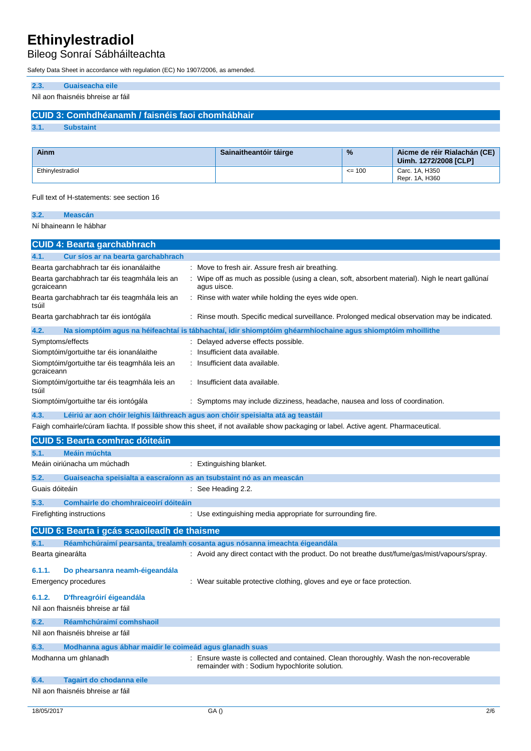### 2.3. Guaiseacha eile

Níl aon fhaisnéis bhreise ar fáil

## CUID 3: Comhdhéanamh / faisnéis faoi chomhábhair

### 3.1. Substaint

| Ainm | Sainaitheantóir táirge | % | Aicme de réir Rialachán (CE) Uimh. 1272/2008 [CLP] |
|---|---|---|---|
| Ethinylestradiol | | <= 100 | Carc. 1A, H350<br>Repr. 1A, H360 |

Full text of H-statements: see section 16

### 3.2. Meascán

Ní bhaineann le hábhar

## CUID 4: Bearta garchabhrach

### 4.1. Cur síos ar na bearta garchabhrach

Bearta garchabhrach tar éis ionanálaithe : Move to fresh air. Assure fresh air breathing.

Bearta garchabhrach tar éis teagmhála leis an gcraiceann : Wipe off as much as possible (using a clean, soft, absorbent material). Nigh le neart gallúnaí agus uisce.

Bearta garchabhrach tar éis teagmhála leis an tsúil : Rinse with water while holding the eyes wide open.

Bearta garchabhrach tar éis iontógála : Rinse mouth. Specific medical surveillance. Prolonged medical observation may be indicated.

### 4.2. Na siomptóim agus na héifeachtaí is tábhachtaí, idir shiomptóim ghéarmhíochaine agus shiomptóim mhoillithe

Symptoms/effects : Delayed adverse effects possible.

Siomptóim/gortuithe tar éis ionanálaithe : Insufficient data available.

Siomptóim/gortuithe tar éis teagmhála leis an gcraiceann : Insufficient data available.

Siomptóim/gortuithe tar éis teagmhála leis an tsúil : Insufficient data available.

Siomptóim/gortuithe tar éis iontógála : Symptoms may include dizziness, headache, nausea and loss of coordination.

### 4.3. Léiriú ar aon chóir leighis láithreach agus aon chóir speisialta atá ag teastáil

Faigh comhairle/cúram liachta. If possible show this sheet, if not available show packaging or label. Active agent. Pharmaceutical.

## CUID 5: Bearta comhrac dóiteáin

### 5.1. Meáin múchta

Meáin oiriúnacha um múchadh : Extinguishing blanket.

### 5.2. Guaiseacha speisialta a eascraíonn as an tsubstaint nó as an meascán

Guais dóiteáin : See Heading 2.2.

### 5.3. Comhairle do chomhraiceoirí dóiteáin

Firefighting instructions : Use extinguishing media appropriate for surrounding fire.

## CUID 6: Bearta i gcás scaoileadh de thaisme

### 6.1. Réamhchúraimí pearsanta, trealamh cosanta agus nósanna imeachta éigeandála

Bearta ginearálta : Avoid any direct contact with the product. Do not breathe dust/fume/gas/mist/vapours/spray.

#### 6.1.1. Do phearsanra neamh-éigeandála

Emergency procedures : Wear suitable protective clothing, gloves and eye or face protection.

#### 6.1.2. D'fhreagróirí éigeandála

Níl aon fhaisnéis bhreise ar fáil

### 6.2. Réamhchúraimí comhshaoil

Níl aon fhaisnéis bhreise ar fáil

### 6.3. Modhanna agus ábhar maidir le coimeád agus glanadh suas

Modhanna um ghlanadh : Ensure waste is collected and contained. Clean thoroughly. Wash the non-recoverable remainder with : Sodium hypochlorite solution.

### 6.4. Tagairt do chodanna eile

Níl aon fhaisnéis bhreise ar fáil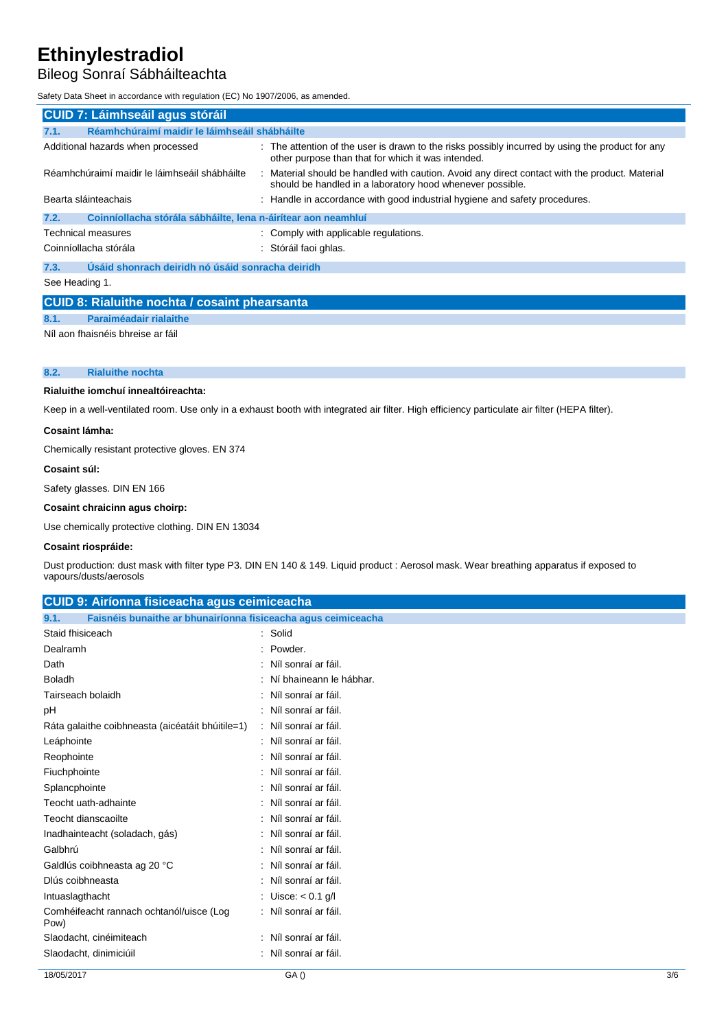Safety Data Sheet in accordance with regulation (EC) No 1907/2006, as amended.

## CUID 7: Láimhseáil agus stóráil

### 7.1. Réamhchúraimí maidir le láimhseáil shábháilte

| | |
|---|---|
| Additional hazards when processed | : The attention of the user is drawn to the risks possibly incurred by using the product for any other purpose than that for which it was intended. |
| Réamhchúraimí maidir le láimhseáil shábháilte | : Material should be handled with caution. Avoid any direct contact with the product. Material should be handled in a laboratory hood whenever possible. |
| Bearta sláinteachais | : Handle in accordance with good industrial hygiene and safety procedures. |

### 7.2. Coinníollacha stórála sábháilte, lena n-áirítear aon neamhluí

| | |
|---|---|
| Technical measures | : Comply with applicable regulations. |
| Coinníollacha stórála | : Stóráil faoi ghlas. |

### 7.3. Úsáid shonrach deiridh nó úsáid sonracha deiridh

See Heading 1.

## CUID 8: Rialuithe nochta / cosaint phearsanta

### 8.1. Paraiméadair rialaithe

Níl aon fhaisnéis bhreise ar fáil

### 8.2. Rialuithe nochta

**Rialuithe iomchuí innealtóireachta:**

Keep in a well-ventilated room. Use only in a exhaust booth with integrated air filter. High efficiency particulate air filter (HEPA filter).

**Cosaint lámha:**

Chemically resistant protective gloves. EN 374

**Cosaint súl:**

Safety glasses. DIN EN 166

**Cosaint chraicinn agus choirp:**

Use chemically protective clothing. DIN EN 13034

**Cosaint riospráide:**

Dust production: dust mask with filter type P3. DIN EN 140 & 149. Liquid product : Aerosol mask. Wear breathing apparatus if exposed to vapours/dusts/aerosols

## CUID 9: Airíonna fisiceacha agus ceimiceacha

### 9.1. Faisnéis bunaithe ar bhunairíonna fisiceacha agus ceimiceacha

| | |
|---|---|
| Staid fhisiceach | : Solid |
| Dealramh | : Powder. |
| Dath | : Níl sonraí ar fáil. |
| Boladh | : Ní bhaineann le hábhar. |
| Tairseach bolaidh | : Níl sonraí ar fáil. |
| pH | : Níl sonraí ar fáil. |
| Ráta galaithe coibhneasta (aicéatáit bhúitile=1) | : Níl sonraí ar fáil. |
| Leáphointe | : Níl sonraí ar fáil. |
| Reophointe | : Níl sonraí ar fáil. |
| Fiuchphointe | : Níl sonraí ar fáil. |
| Splancphointe | : Níl sonraí ar fáil. |
| Teocht uath-adhainte | : Níl sonraí ar fáil. |
| Teocht dianscaoilte | : Níl sonraí ar fáil. |
| Inadhainteacht (soladach, gás) | : Níl sonraí ar fáil. |
| Galbhrú | : Níl sonraí ar fáil. |
| Galdlús coibhneasta ag 20 °C | : Níl sonraí ar fáil. |
| Dlús coibhneasta | : Níl sonraí ar fáil. |
| Intuaslagthacht | : Uisce: < 0.1 g/l |
| Comhéifeacht rannach ochtanól/uisce (Log Pow) | : Níl sonraí ar fáil. |
| Slaodacht, cinéimiteach | : Níl sonraí ar fáil. |
| Slaodacht, dinimiciúil | : Níl sonraí ar fáil. |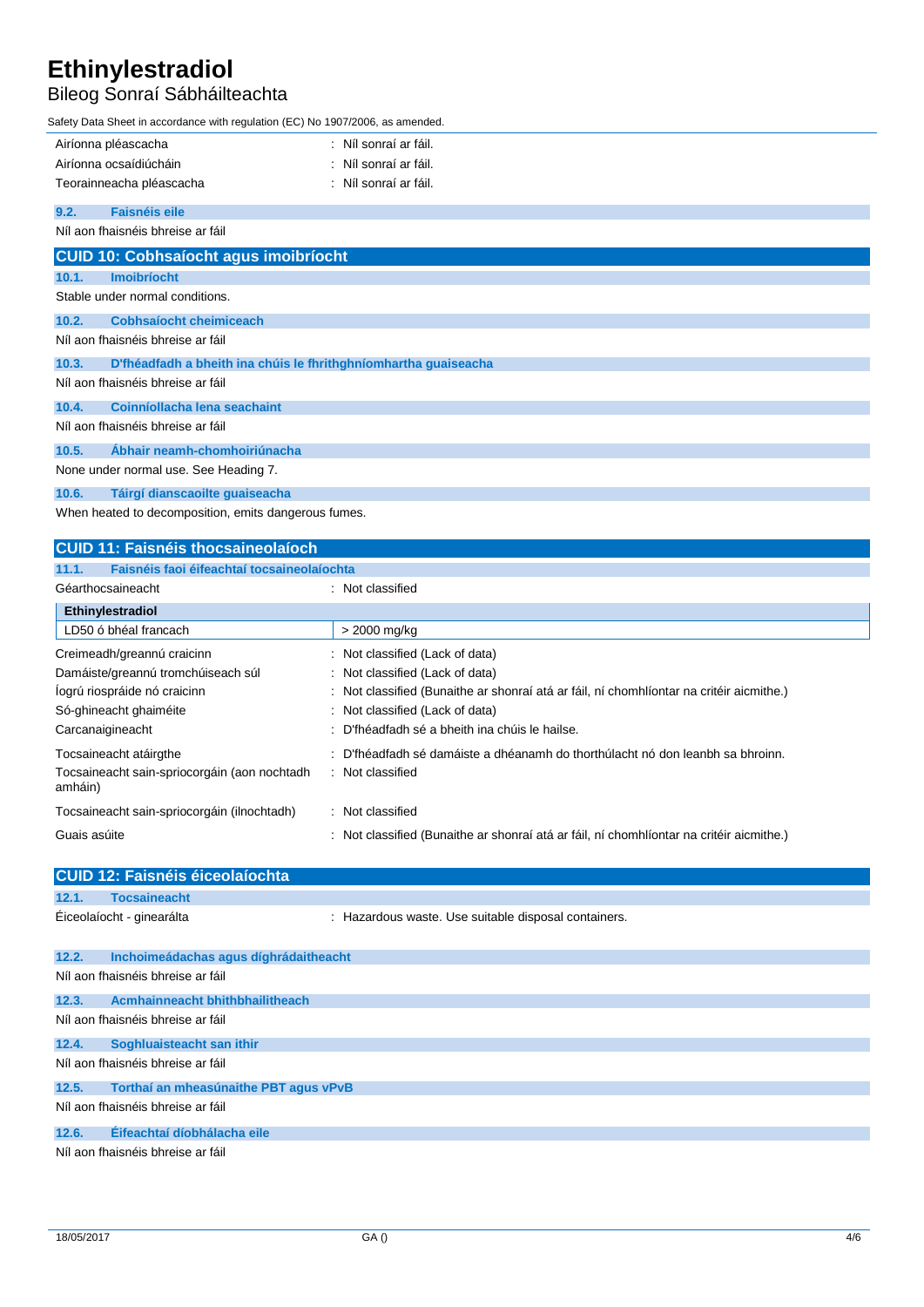| | |
|---|---|
| Airíonna pléascacha | : Níl sonraí ar fáil. |
| Airíonna ocsaídiúcháin | : Níl sonraí ar fáil. |
| Teorainneacha pléascacha | : Níl sonraí ar fáil. |

### 9.2. Faisnéis eile

Níl aon fhaisnéis bhreise ar fáil

## CUID 10: Cobhsaíocht agus imoibríocht

### 10.1. Imoibríocht

Stable under normal conditions.

### 10.2. Cobhsaíocht cheimiceach

Níl aon fhaisnéis bhreise ar fáil

### 10.3. D'fhéadfadh a bheith ina chúis le fhrithghníomhartha guaiseacha

Níl aon fhaisnéis bhreise ar fáil

### 10.4. Coinníollacha lena seachaint

Níl aon fhaisnéis bhreise ar fáil

### 10.5. Ábhair neamh-chomhoiriúnacha

None under normal use. See Heading 7.

### 10.6. Táirgí dianscaoilte guaiseacha

When heated to decomposition, emits dangerous fumes.

## CUID 11: Faisnéis thocsaineolaíoch

### 11.1. Faisnéis faoi éifeachtaí tocsaineolaíochta

Géarthocsaineacht : Not classified

| Ethinylestradiol | |
|---|---|
| LD50 ó bhéal francach | > 2000 mg/kg |

| | |
|---|---|
| Creimeadh/greannú craicinn | : Not classified (Lack of data) |
| Damáiste/greannú tromchúiseach súl | : Not classified (Lack of data) |
| Íogrú riospráide nó craicinn | : Not classified (Bunaithe ar shonraí atá ar fáil, ní chomhlíontar na critéir aicmithe.) |
| Só-ghineacht ghaiméite | : Not classified (Lack of data) |
| Carcanaigineacht | : D'fhéadfadh sé a bheith ina chúis le hailse. |
| Tocsaineacht atáirgthe | : D'fhéadfadh sé damáiste a dhéanamh do thorthúlacht nó don leanbh sa bhroinn. |
| Tocsaineacht sain-spriocorgáin (aon nochtadh amháin) | : Not classified |
| Tocsaineacht sain-spriocorgáin (ilnochtadh) | : Not classified |
| Guais asúite | : Not classified (Bunaithe ar shonraí atá ar fáil, ní chomhlíontar na critéir aicmithe.) |

## CUID 12: Faisnéis éiceolaíochta

### 12.1. Tocsaineacht

Éiceolaíocht - ginearálta : Hazardous waste. Use suitable disposal containers.

### 12.2. Inchoimeádachas agus díghrádaitheacht

Níl aon fhaisnéis bhreise ar fáil

### 12.3. Acmhainneacht bhithbhailitheach

Níl aon fhaisnéis bhreise ar fáil

### 12.4. Soghluaisteacht san ithir

Níl aon fhaisnéis bhreise ar fáil

### 12.5. Torthaí an mheasúnaithe PBT agus vPvB

Níl aon fhaisnéis bhreise ar fáil

### 12.6. Éifeachtaí díobhálacha eile

Níl aon fhaisnéis bhreise ar fáil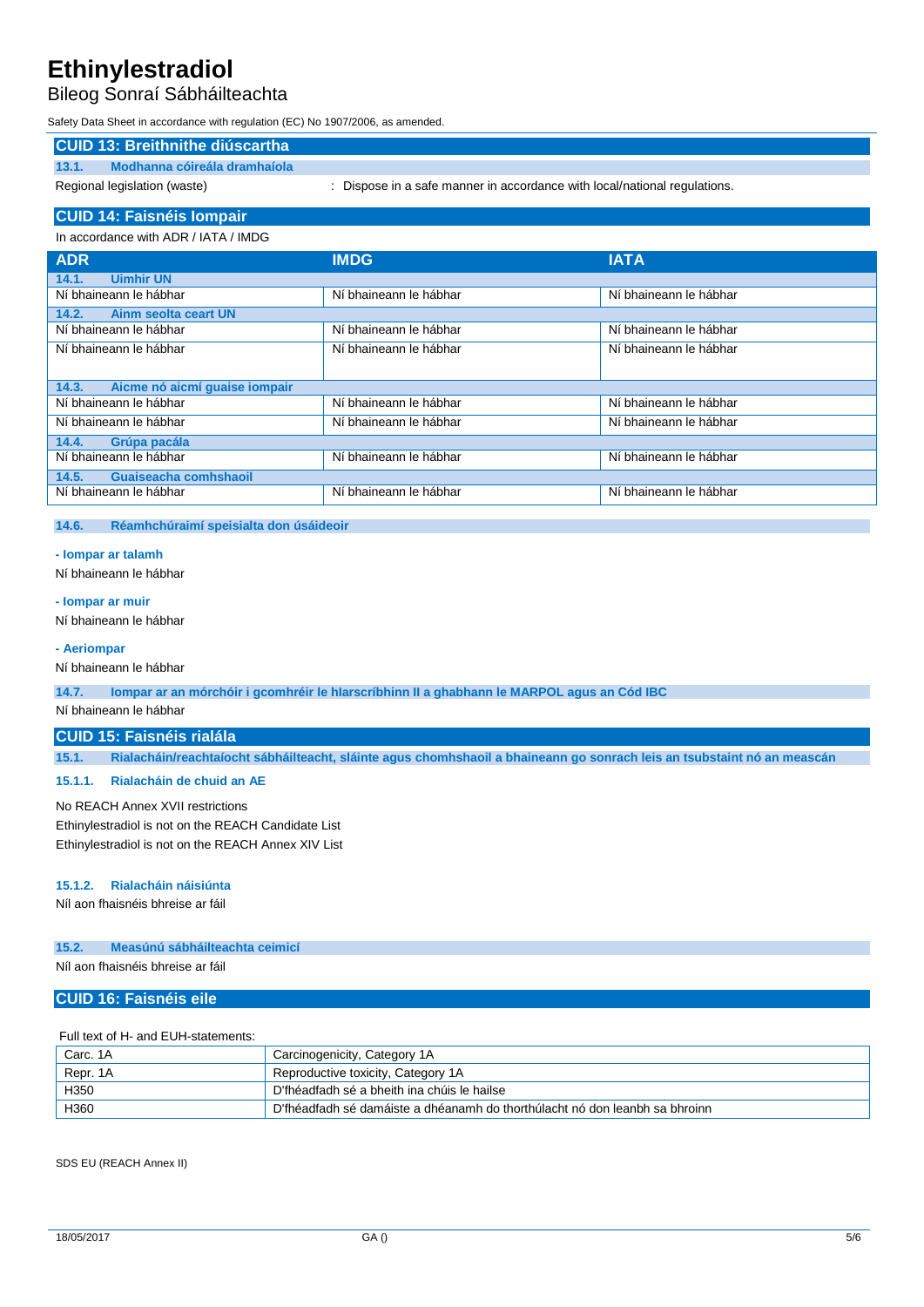## CUID 13: Breithnithe diúscartha

### 13.1. Modhanna cóireála dramhaíola

Regional legislation (waste) : Dispose in a safe manner in accordance with local/national regulations.

## CUID 14: Faisnéis Iompair

In accordance with ADR / IATA / IMDG

| ADR | IMDG | IATA |
|---|---|---|
| **14.1. Uimhir UN** | | |
| Ní bhaineann le hábhar | Ní bhaineann le hábhar | Ní bhaineann le hábhar |
| **14.2. Ainm seolta ceart UN** | | |
| Ní bhaineann le hábhar | Ní bhaineann le hábhar | Ní bhaineann le hábhar |
| Ní bhaineann le hábhar | Ní bhaineann le hábhar | Ní bhaineann le hábhar |
| **14.3. Aicme nó aicmí guaise iompair** | | |
| Ní bhaineann le hábhar | Ní bhaineann le hábhar | Ní bhaineann le hábhar |
| Ní bhaineann le hábhar | Ní bhaineann le hábhar | Ní bhaineann le hábhar |
| **14.4. Grúpa pacála** | | |
| Ní bhaineann le hábhar | Ní bhaineann le hábhar | Ní bhaineann le hábhar |
| **14.5. Guaiseacha comhshaoil** | | |
| Ní bhaineann le hábhar | Ní bhaineann le hábhar | Ní bhaineann le hábhar |

### 14.6. Réamhchúraimí speisialta don úsáideoir

**- Iompar ar talamh**

Ní bhaineann le hábhar

**- Iompar ar muir**

Ní bhaineann le hábhar

**- Aeriompar**

Ní bhaineann le hábhar

### 14.7. Iompar ar an mórchóir i gcomhréir le hIarscríbhinn II a ghabhann le MARPOL agus an Cód IBC

Ní bhaineann le hábhar

## CUID 15: Faisnéis rialála

### 15.1. Rialacháin/reachtaíocht sábháilteacht, sláinte agus chomhshaoil a bhaineann go sonrach leis an tsubstaint nó an meascán

#### 15.1.1. Rialacháin de chuid an AE

No REACH Annex XVII restrictions

Ethinylestradiol is not on the REACH Candidate List

Ethinylestradiol is not on the REACH Annex XIV List

#### 15.1.2. Rialacháin náisiúnta

Níl aon fhaisnéis bhreise ar fáil

### 15.2. Measúnú sábháilteachta ceimicí

Níl aon fhaisnéis bhreise ar fáil

## CUID 16: Faisnéis eile

Full text of H- and EUH-statements:

| | |
|---|---|
| Carc. 1A | Carcinogenicity, Category 1A |
| Repr. 1A | Reproductive toxicity, Category 1A |
| H350 | D'fhéadfadh sé a bheith ina chúis le hailse |
| H360 | D'fhéadfadh sé damáiste a dhéanamh do thorthúlacht nó don leanbh sa bhroinn |

SDS EU (REACH Annex II)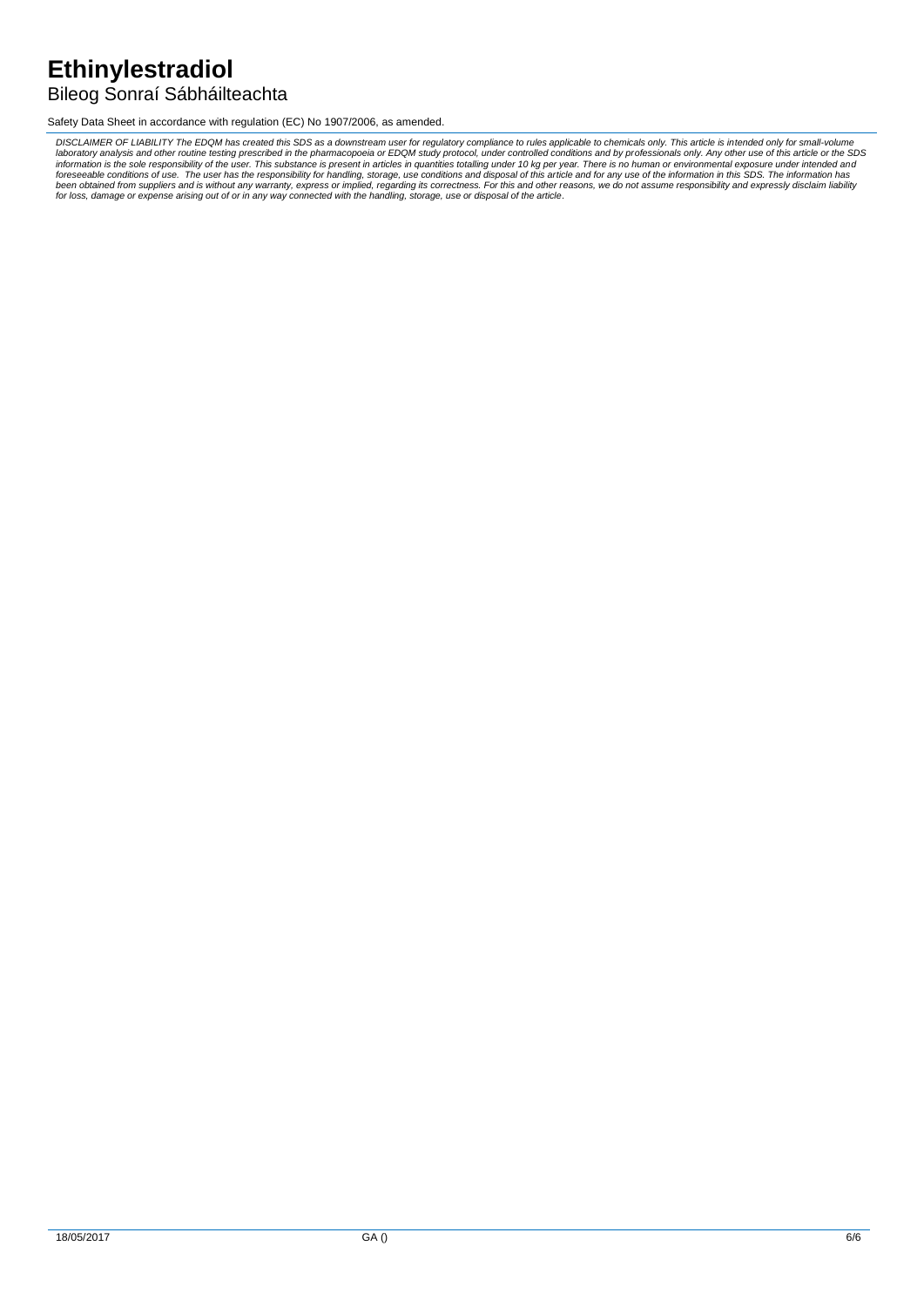# Ethinylestradiol

Bileog Sonraí Sábháilteachta

Safety Data Sheet in accordance with regulation (EC) No 1907/2006, as amended.

*DISCLAIMER OF LIABILITY The EDQM has created this SDS as a downstream user for regulatory compliance to rules applicable to chemicals only. This article is intended only for small-volume laboratory analysis and other routine testing prescribed in the pharmacopoeia or EDQM study protocol, under controlled conditions and by professionals only. Any other use of this article or the SDS information is the sole responsibility of the user. This substance is present in articles in quantities totalling under 10 kg per year. There is no human or environmental exposure under intended and foreseeable conditions of use. The user has the responsibility for handling, storage, use conditions and disposal of this article and for any use of the information in this SDS. The information has been obtained from suppliers and is without any warranty, express or implied, regarding its correctness. For this and other reasons, we do not assume responsibility and expressly disclaim liability for loss, damage or expense arising out of or in any way connected with the handling, storage, use or disposal of the article.*